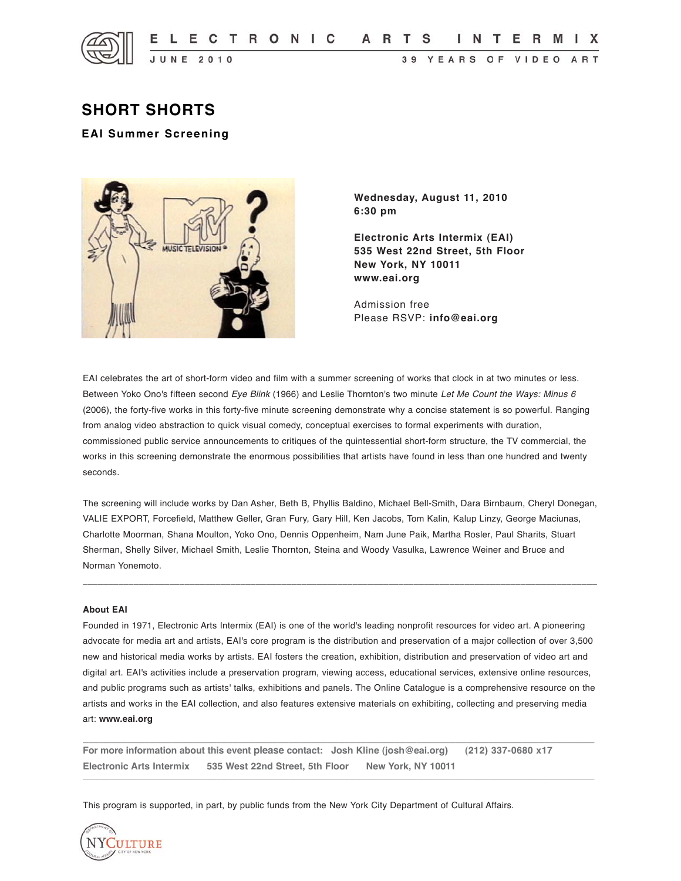ELECTRONIC ARTS INTERMIX

JUNE 2010

39 YEARS OF VIDEO ART

# SHORT SHORTS

### EAI Summer Screening

**Wednesday, August 11, 2010**
**6:30 pm**

**Electronic Arts Intermix (EAI)**
**535 West 22nd Street, 5th Floor**
**New York, NY 10011**
**www.eai.org**

Admission free
Please RSVP: **info@eai.org**

EAI celebrates the art of short-form video and film with a summer screening of works that clock in at two minutes or less. Between Yoko Ono's fifteen second *Eye Blink* (1966) and Leslie Thornton's two minute *Let Me Count the Ways: Minus 6* (2006), the forty-five works in this forty-five minute screening demonstrate why a concise statement is so powerful. Ranging from analog video abstraction to quick visual comedy, conceptual exercises to formal experiments with duration, commissioned public service announcements to critiques of the quintessential short-form structure, the TV commercial, the works in this screening demonstrate the enormous possibilities that artists have found in less than one hundred and twenty seconds.

The screening will include works by Dan Asher, Beth B, Phyllis Baldino, Michael Bell-Smith, Dara Birnbaum, Cheryl Donegan, VALIE EXPORT, Forcefield, Matthew Geller, Gran Fury, Gary Hill, Ken Jacobs, Tom Kalin, Kalup Linzy, George Maciunas, Charlotte Moorman, Shana Moulton, Yoko Ono, Dennis Oppenheim, Nam June Paik, Martha Rosler, Paul Sharits, Stuart Sherman, Shelly Silver, Michael Smith, Leslie Thornton, Steina and Woody Vasulka, Lawrence Weiner and Bruce and Norman Yonemoto.

---

**About EAI**

Founded in 1971, Electronic Arts Intermix (EAI) is one of the world's leading nonprofit resources for video art. A pioneering advocate for media art and artists, EAI's core program is the distribution and preservation of a major collection of over 3,500 new and historical media works by artists. EAI fosters the creation, exhibition, distribution and preservation of video art and digital art. EAI's activities include a preservation program, viewing access, educational services, extensive online resources, and public programs such as artists' talks, exhibitions and panels. The Online Catalogue is a comprehensive resource on the artists and works in the EAI collection, and also features extensive materials on exhibiting, collecting and preserving media art: **www.eai.org**

---

**For more information about this event please contact: Josh Kline (josh@eai.org) (212) 337-0680 x17**
**Electronic Arts Intermix 535 West 22nd Street, 5th Floor New York, NY 10011**

---

This program is supported, in part, by public funds from the New York City Department of Cultural Affairs.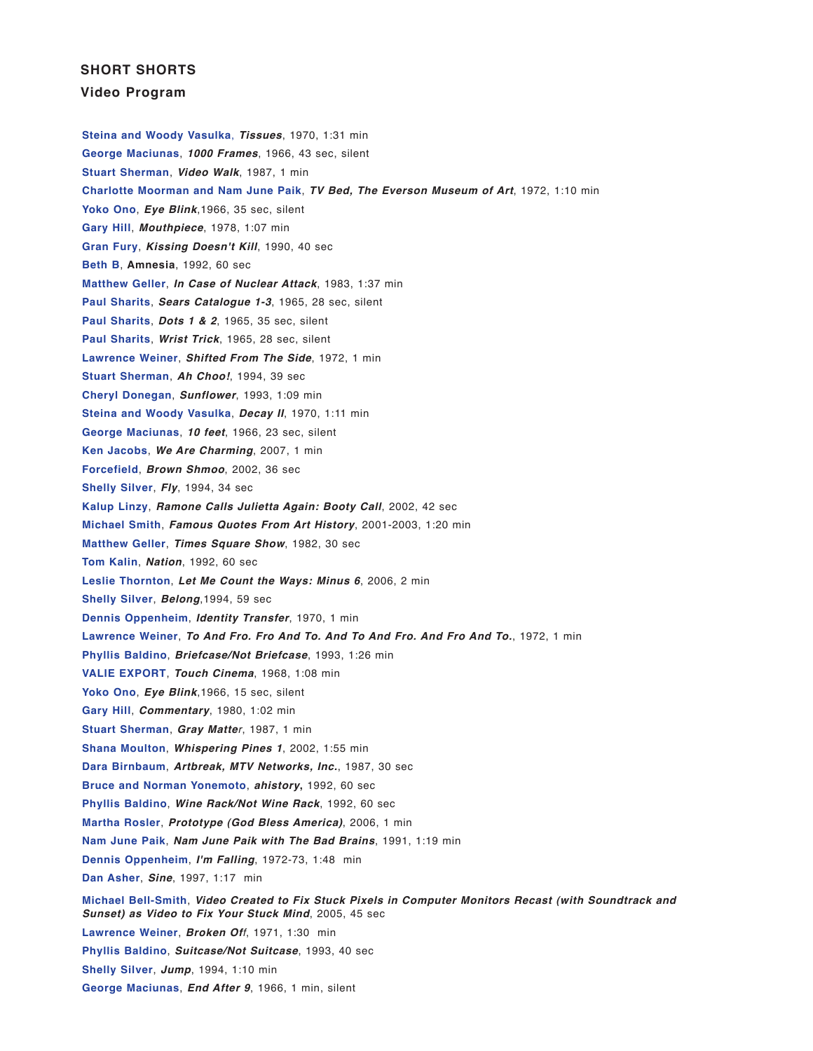## SHORT SHORTS

### Video Program

**Steina and Woody Vasulka**, ***Tissues***, 1970, 1:31 min

**George Maciunas**, ***1000 Frames***, 1966, 43 sec, silent

**Stuart Sherman**, ***Video Walk***, 1987, 1 min

**Charlotte Moorman and Nam June Paik**, ***TV Bed, The Everson Museum of Art***, 1972, 1:10 min

**Yoko Ono**, ***Eye Blink***,1966, 35 sec, silent

**Gary Hill**, ***Mouthpiece***, 1978, 1:07 min

**Gran Fury**, ***Kissing Doesn't Kill***, 1990, 40 sec

**Beth B**, **Amnesia**, 1992, 60 sec

**Matthew Geller**, ***In Case of Nuclear Attack***, 1983, 1:37 min

**Paul Sharits**, ***Sears Catalogue 1-3***, 1965, 28 sec, silent

**Paul Sharits**, ***Dots 1 & 2***, 1965, 35 sec, silent

**Paul Sharits**, ***Wrist Trick***, 1965, 28 sec, silent

**Lawrence Weiner**, ***Shifted From The Side***, 1972, 1 min

**Stuart Sherman**, ***Ah Choo!***, 1994, 39 sec

**Cheryl Donegan**, ***Sunflower***, 1993, 1:09 min

**Steina and Woody Vasulka**, ***Decay II***, 1970, 1:11 min

**George Maciunas**, ***10 feet***, 1966, 23 sec, silent

**Ken Jacobs**, ***We Are Charming***, 2007, 1 min

**Forcefield**, ***Brown Shmoo***, 2002, 36 sec

**Shelly Silver**, ***Fly***, 1994, 34 sec

**Kalup Linzy**, ***Ramone Calls Julietta Again: Booty Call***, 2002, 42 sec

**Michael Smith**, ***Famous Quotes From Art History***, 2001-2003, 1:20 min

**Matthew Geller**, ***Times Square Show***, 1982, 30 sec

**Tom Kalin**, ***Nation***, 1992, 60 sec

**Leslie Thornton**, ***Let Me Count the Ways: Minus 6***, 2006, 2 min

**Shelly Silver**, ***Belong***,1994, 59 sec

**Dennis Oppenheim**, ***Identity Transfer***, 1970, 1 min

**Lawrence Weiner**, ***To And Fro. Fro And To. And To And Fro. And Fro And To.***, 1972, 1 min

**Phyllis Baldino**, ***Briefcase/Not Briefcase***, 1993, 1:26 min

**VALIE EXPORT**, ***Touch Cinema***, 1968, 1:08 min

**Yoko Ono**, ***Eye Blink***,1966, 15 sec, silent

**Gary Hill**, ***Commentary***, 1980, 1:02 min

**Stuart Sherman**, ***Gray Matter***, 1987, 1 min

**Shana Moulton**, ***Whispering Pines 1***, 2002, 1:55 min

**Dara Birnbaum**, ***Artbreak, MTV Networks, Inc.***, 1987, 30 sec

**Bruce and Norman Yonemoto**, ***ahistory*****,** 1992, 60 sec

**Phyllis Baldino**, ***Wine Rack/Not Wine Rack***, 1992, 60 sec

**Martha Rosler**, ***Prototype (God Bless America)***, 2006, 1 min

**Nam June Paik**, ***Nam June Paik with The Bad Brains***, 1991, 1:19 min

**Dennis Oppenheim**, ***I'm Falling***, 1972-73, 1:48 min

**Dan Asher**, ***Sine***, 1997, 1:17 min

**Michael Bell-Smith**, ***Video Created to Fix Stuck Pixels in Computer Monitors Recast (with Soundtrack and Sunset) as Video to Fix Your Stuck Mind***, 2005, 45 sec

**Lawrence Weiner**, ***Broken Off***, 1971, 1:30 min

**Phyllis Baldino**, ***Suitcase/Not Suitcase***, 1993, 40 sec

**Shelly Silver**, ***Jump***, 1994, 1:10 min

**George Maciunas**, ***End After 9***, 1966, 1 min, silent